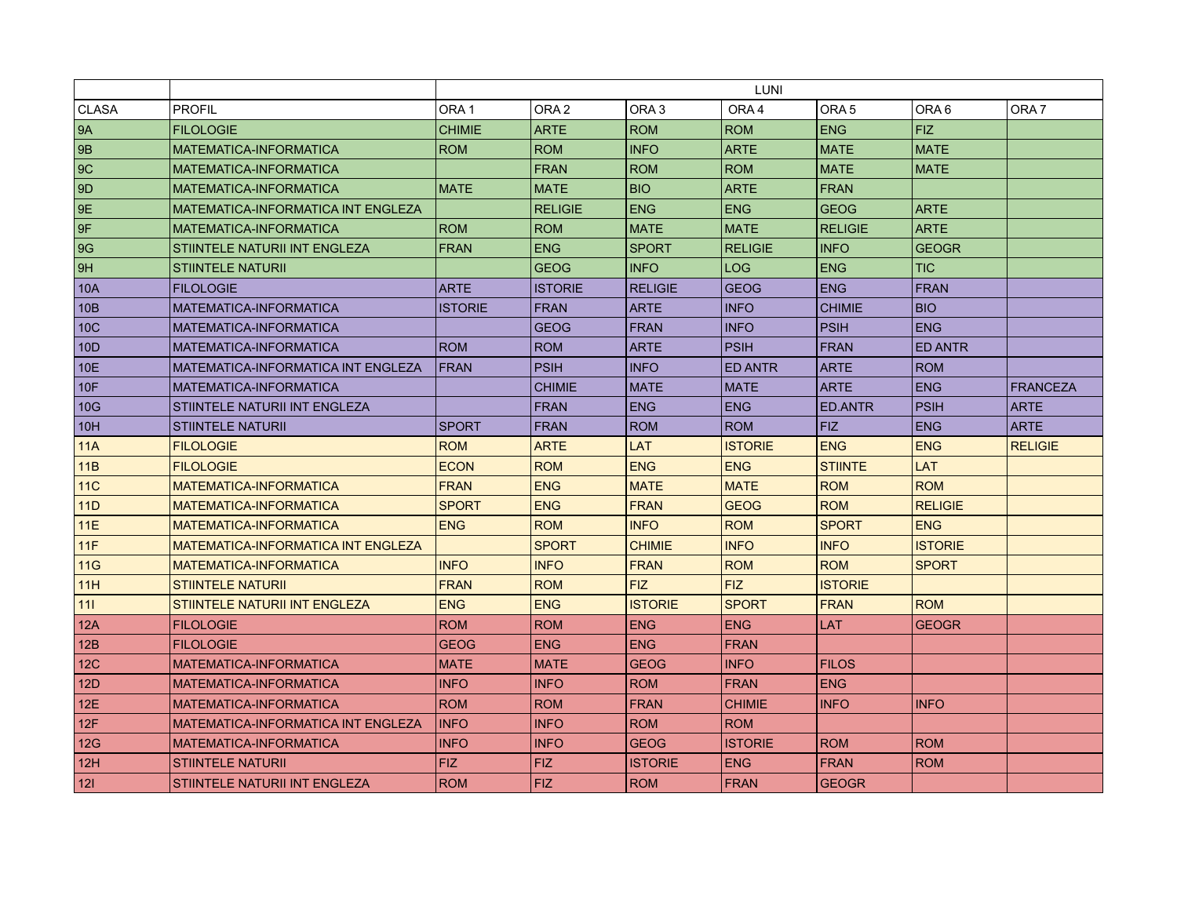| | | LUNI | | | | | | |
|---|---|---|---|---|---|---|---|---|
| CLASA | PROFIL | ORA 1 | ORA 2 | ORA 3 | ORA 4 | ORA 5 | ORA 6 | ORA 7 |
| 9A | FILOLOGIE | CHIMIE | ARTE | ROM | ROM | ENG | FIZ | |
| 9B | MATEMATICA-INFORMATICA | ROM | ROM | INFO | ARTE | MATE | MATE | |
| 9C | MATEMATICA-INFORMATICA | | FRAN | ROM | ROM | MATE | MATE | |
| 9D | MATEMATICA-INFORMATICA | MATE | MATE | BIO | ARTE | FRAN | | |
| 9E | MATEMATICA-INFORMATICA INT ENGLEZA | | RELIGIE | ENG | ENG | GEOG | ARTE | |
| 9F | MATEMATICA-INFORMATICA | ROM | ROM | MATE | MATE | RELIGIE | ARTE | |
| 9G | STIINTELE NATURII INT ENGLEZA | FRAN | ENG | SPORT | RELIGIE | INFO | GEOGR | |
| 9H | STIINTELE NATURII | | GEOG | INFO | LOG | ENG | TIC | |
| 10A | FILOLOGIE | ARTE | ISTORIE | RELIGIE | GEOG | ENG | FRAN | |
| 10B | MATEMATICA-INFORMATICA | ISTORIE | FRAN | ARTE | INFO | CHIMIE | BIO | |
| 10C | MATEMATICA-INFORMATICA | | GEOG | FRAN | INFO | PSIH | ENG | |
| 10D | MATEMATICA-INFORMATICA | ROM | ROM | ARTE | PSIH | FRAN | ED ANTR | |
| 10E | MATEMATICA-INFORMATICA INT ENGLEZA | FRAN | PSIH | INFO | ED ANTR | ARTE | ROM | |
| 10F | MATEMATICA-INFORMATICA | | CHIMIE | MATE | MATE | ARTE | ENG | FRANCEZA |
| 10G | STIINTELE NATURII INT ENGLEZA | | FRAN | ENG | ENG | ED.ANTR | PSIH | ARTE |
| 10H | STIINTELE NATURII | SPORT | FRAN | ROM | ROM | FIZ | ENG | ARTE |
| 11A | FILOLOGIE | ROM | ARTE | LAT | ISTORIE | ENG | ENG | RELIGIE |
| 11B | FILOLOGIE | ECON | ROM | ENG | ENG | STIINTE | LAT | |
| 11C | MATEMATICA-INFORMATICA | FRAN | ENG | MATE | MATE | ROM | ROM | |
| 11D | MATEMATICA-INFORMATICA | SPORT | ENG | FRAN | GEOG | ROM | RELIGIE | |
| 11E | MATEMATICA-INFORMATICA | ENG | ROM | INFO | ROM | SPORT | ENG | |
| 11F | MATEMATICA-INFORMATICA INT ENGLEZA | | SPORT | CHIMIE | INFO | INFO | ISTORIE | |
| 11G | MATEMATICA-INFORMATICA | INFO | INFO | FRAN | ROM | ROM | SPORT | |
| 11H | STIINTELE NATURII | FRAN | ROM | FIZ | FIZ | ISTORIE | | |
| 11I | STIINTELE NATURII INT ENGLEZA | ENG | ENG | ISTORIE | SPORT | FRAN | ROM | |
| 12A | FILOLOGIE | ROM | ROM | ENG | ENG | LAT | GEOGR | |
| 12B | FILOLOGIE | GEOG | ENG | ENG | FRAN | | | |
| 12C | MATEMATICA-INFORMATICA | MATE | MATE | GEOG | INFO | FILOS | | |
| 12D | MATEMATICA-INFORMATICA | INFO | INFO | ROM | FRAN | ENG | | |
| 12E | MATEMATICA-INFORMATICA | ROM | ROM | FRAN | CHIMIE | INFO | INFO | |
| 12F | MATEMATICA-INFORMATICA INT ENGLEZA | INFO | INFO | ROM | ROM | | | |
| 12G | MATEMATICA-INFORMATICA | INFO | INFO | GEOG | ISTORIE | ROM | ROM | |
| 12H | STIINTELE NATURII | FIZ | FIZ | ISTORIE | ENG | FRAN | ROM | |
| 12I | STIINTELE NATURII INT ENGLEZA | ROM | FIZ | ROM | FRAN | GEOGR | | |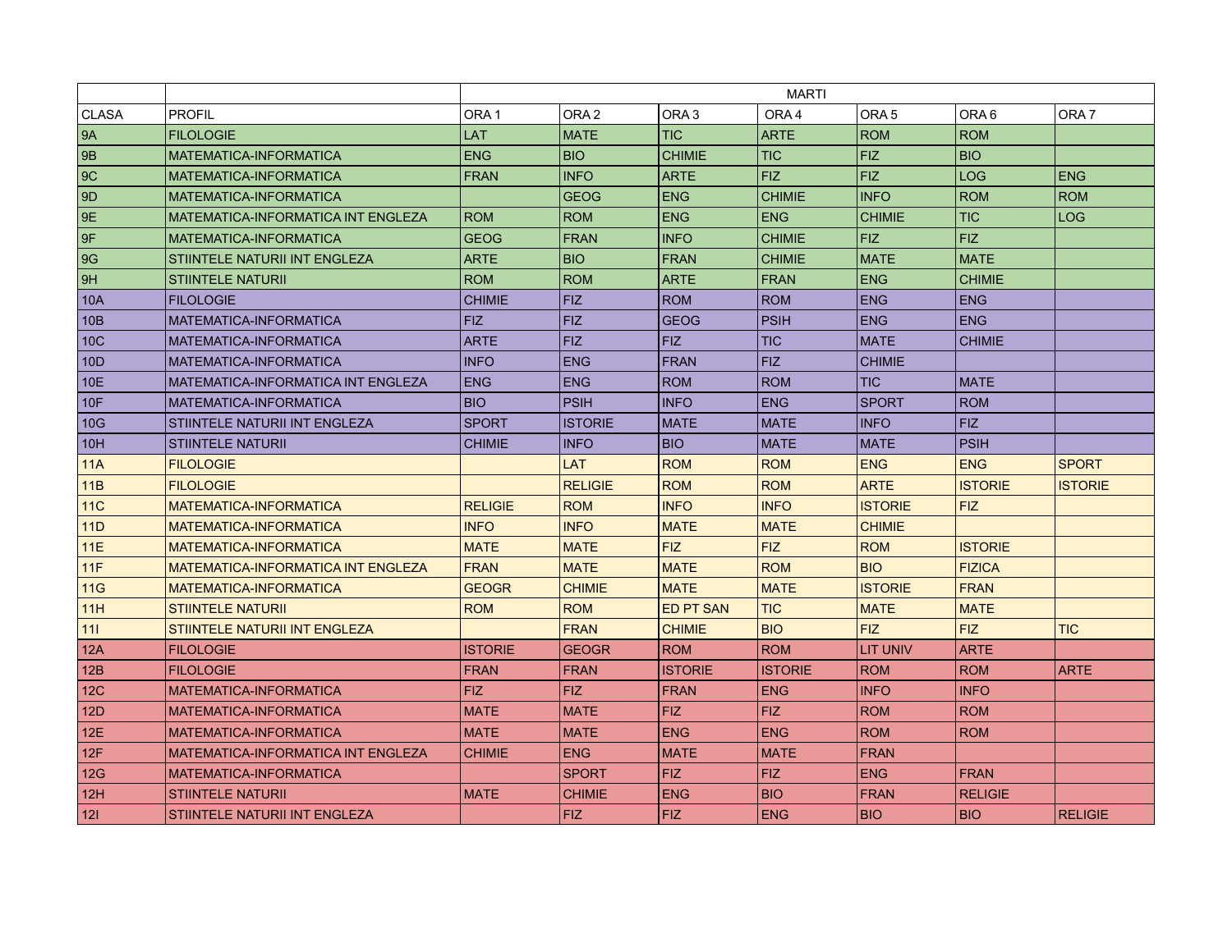| | | MARTI | | | | | | |
|---|---|---|---|---|---|---|---|---|
| CLASA | PROFIL | ORA 1 | ORA 2 | ORA 3 | ORA 4 | ORA 5 | ORA 6 | ORA 7 |
| 9A | FILOLOGIE | LAT | MATE | TIC | ARTE | ROM | ROM | |
| 9B | MATEMATICA-INFORMATICA | ENG | BIO | CHIMIE | TIC | FIZ | BIO | |
| 9C | MATEMATICA-INFORMATICA | FRAN | INFO | ARTE | FIZ | FIZ | LOG | ENG |
| 9D | MATEMATICA-INFORMATICA | | GEOG | ENG | CHIMIE | INFO | ROM | ROM |
| 9E | MATEMATICA-INFORMATICA INT ENGLEZA | ROM | ROM | ENG | ENG | CHIMIE | TIC | LOG |
| 9F | MATEMATICA-INFORMATICA | GEOG | FRAN | INFO | CHIMIE | FIZ | FIZ | |
| 9G | STIINTELE NATURII INT ENGLEZA | ARTE | BIO | FRAN | CHIMIE | MATE | MATE | |
| 9H | STIINTELE NATURII | ROM | ROM | ARTE | FRAN | ENG | CHIMIE | |
| 10A | FILOLOGIE | CHIMIE | FIZ | ROM | ROM | ENG | ENG | |
| 10B | MATEMATICA-INFORMATICA | FIZ | FIZ | GEOG | PSIH | ENG | ENG | |
| 10C | MATEMATICA-INFORMATICA | ARTE | FIZ | FIZ | TIC | MATE | CHIMIE | |
| 10D | MATEMATICA-INFORMATICA | INFO | ENG | FRAN | FIZ | CHIMIE | | |
| 10E | MATEMATICA-INFORMATICA INT ENGLEZA | ENG | ENG | ROM | ROM | TIC | MATE | |
| 10F | MATEMATICA-INFORMATICA | BIO | PSIH | INFO | ENG | SPORT | ROM | |
| 10G | STIINTELE NATURII INT ENGLEZA | SPORT | ISTORIE | MATE | MATE | INFO | FIZ | |
| 10H | STIINTELE NATURII | CHIMIE | INFO | BIO | MATE | MATE | PSIH | |
| 11A | FILOLOGIE | | LAT | ROM | ROM | ENG | ENG | SPORT |
| 11B | FILOLOGIE | | RELIGIE | ROM | ROM | ARTE | ISTORIE | ISTORIE |
| 11C | MATEMATICA-INFORMATICA | RELIGIE | ROM | INFO | INFO | ISTORIE | FIZ | |
| 11D | MATEMATICA-INFORMATICA | INFO | INFO | MATE | MATE | CHIMIE | | |
| 11E | MATEMATICA-INFORMATICA | MATE | MATE | FIZ | FIZ | ROM | ISTORIE | |
| 11F | MATEMATICA-INFORMATICA INT ENGLEZA | FRAN | MATE | MATE | ROM | BIO | FIZICA | |
| 11G | MATEMATICA-INFORMATICA | GEOGR | CHIMIE | MATE | MATE | ISTORIE | FRAN | |
| 11H | STIINTELE NATURII | ROM | ROM | ED PT SAN | TIC | MATE | MATE | |
| 11I | STIINTELE NATURII INT ENGLEZA | | FRAN | CHIMIE | BIO | FIZ | FIZ | TIC |
| 12A | FILOLOGIE | ISTORIE | GEOGR | ROM | ROM | LIT UNIV | ARTE | |
| 12B | FILOLOGIE | FRAN | FRAN | ISTORIE | ISTORIE | ROM | ROM | ARTE |
| 12C | MATEMATICA-INFORMATICA | FIZ | FIZ | FRAN | ENG | INFO | INFO | |
| 12D | MATEMATICA-INFORMATICA | MATE | MATE | FIZ | FIZ | ROM | ROM | |
| 12E | MATEMATICA-INFORMATICA | MATE | MATE | ENG | ENG | ROM | ROM | |
| 12F | MATEMATICA-INFORMATICA INT ENGLEZA | CHIMIE | ENG | MATE | MATE | FRAN | | |
| 12G | MATEMATICA-INFORMATICA | | SPORT | FIZ | FIZ | ENG | FRAN | |
| 12H | STIINTELE NATURII | MATE | CHIMIE | ENG | BIO | FRAN | RELIGIE | |
| 12I | STIINTELE NATURII INT ENGLEZA | | FIZ | FIZ | ENG | BIO | BIO | RELIGIE |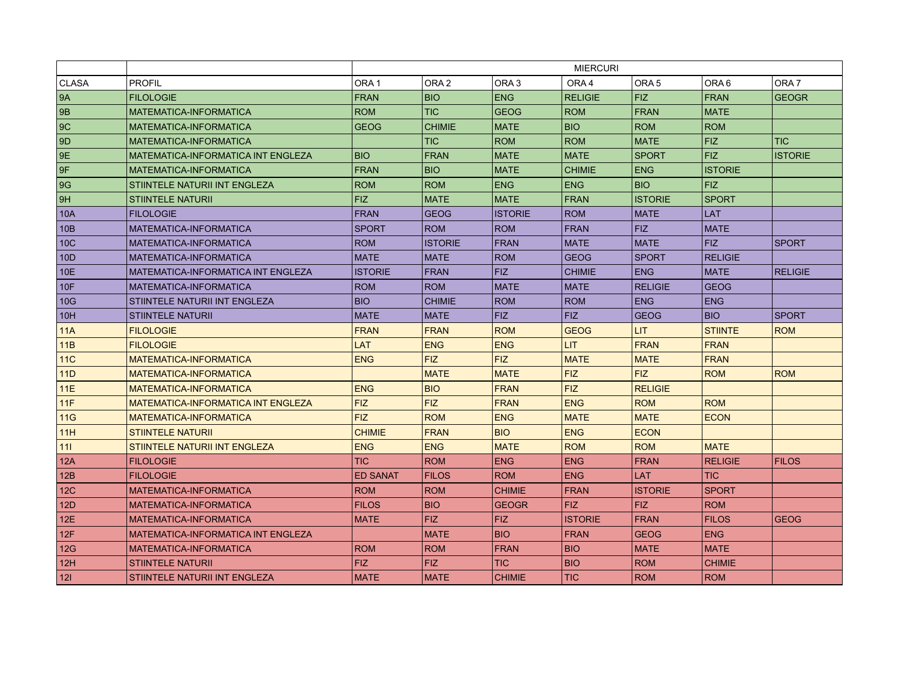| | | MIERCURI | | | | | | |
|---|---|---|---|---|---|---|---|---|
| CLASA | PROFIL | ORA 1 | ORA 2 | ORA 3 | ORA 4 | ORA 5 | ORA 6 | ORA 7 |
| 9A | FILOLOGIE | FRAN | BIO | ENG | RELIGIE | FIZ | FRAN | GEOGR |
| 9B | MATEMATICA-INFORMATICA | ROM | TIC | GEOG | ROM | FRAN | MATE | |
| 9C | MATEMATICA-INFORMATICA | GEOG | CHIMIE | MATE | BIO | ROM | ROM | |
| 9D | MATEMATICA-INFORMATICA | | TIC | ROM | ROM | MATE | FIZ | TIC |
| 9E | MATEMATICA-INFORMATICA INT ENGLEZA | BIO | FRAN | MATE | MATE | SPORT | FIZ | ISTORIE |
| 9F | MATEMATICA-INFORMATICA | FRAN | BIO | MATE | CHIMIE | ENG | ISTORIE | |
| 9G | STIINTELE NATURII INT ENGLEZA | ROM | ROM | ENG | ENG | BIO | FIZ | |
| 9H | STIINTELE NATURII | FIZ | MATE | MATE | FRAN | ISTORIE | SPORT | |
| 10A | FILOLOGIE | FRAN | GEOG | ISTORIE | ROM | MATE | LAT | |
| 10B | MATEMATICA-INFORMATICA | SPORT | ROM | ROM | FRAN | FIZ | MATE | |
| 10C | MATEMATICA-INFORMATICA | ROM | ISTORIE | FRAN | MATE | MATE | FIZ | SPORT |
| 10D | MATEMATICA-INFORMATICA | MATE | MATE | ROM | GEOG | SPORT | RELIGIE | |
| 10E | MATEMATICA-INFORMATICA INT ENGLEZA | ISTORIE | FRAN | FIZ | CHIMIE | ENG | MATE | RELIGIE |
| 10F | MATEMATICA-INFORMATICA | ROM | ROM | MATE | MATE | RELIGIE | GEOG | |
| 10G | STIINTELE NATURII INT ENGLEZA | BIO | CHIMIE | ROM | ROM | ENG | ENG | |
| 10H | STIINTELE NATURII | MATE | MATE | FIZ | FIZ | GEOG | BIO | SPORT |
| 11A | FILOLOGIE | FRAN | FRAN | ROM | GEOG | LIT | STIINTE | ROM |
| 11B | FILOLOGIE | LAT | ENG | ENG | LIT | FRAN | FRAN | |
| 11C | MATEMATICA-INFORMATICA | ENG | FIZ | FIZ | MATE | MATE | FRAN | |
| 11D | MATEMATICA-INFORMATICA | | MATE | MATE | FIZ | FIZ | ROM | ROM |
| 11E | MATEMATICA-INFORMATICA | ENG | BIO | FRAN | FIZ | RELIGIE | | |
| 11F | MATEMATICA-INFORMATICA INT ENGLEZA | FIZ | FIZ | FRAN | ENG | ROM | ROM | |
| 11G | MATEMATICA-INFORMATICA | FIZ | ROM | ENG | MATE | MATE | ECON | |
| 11H | STIINTELE NATURII | CHIMIE | FRAN | BIO | ENG | ECON | | |
| 11I | STIINTELE NATURII INT ENGLEZA | ENG | ENG | MATE | ROM | ROM | MATE | |
| 12A | FILOLOGIE | TIC | ROM | ENG | ENG | FRAN | RELIGIE | FILOS |
| 12B | FILOLOGIE | ED SANAT | FILOS | ROM | ENG | LAT | TIC | |
| 12C | MATEMATICA-INFORMATICA | ROM | ROM | CHIMIE | FRAN | ISTORIE | SPORT | |
| 12D | MATEMATICA-INFORMATICA | FILOS | BIO | GEOGR | FIZ | FIZ | ROM | |
| 12E | MATEMATICA-INFORMATICA | MATE | FIZ | FIZ | ISTORIE | FRAN | FILOS | GEOG |
| 12F | MATEMATICA-INFORMATICA INT ENGLEZA | | MATE | BIO | FRAN | GEOG | ENG | |
| 12G | MATEMATICA-INFORMATICA | ROM | ROM | FRAN | BIO | MATE | MATE | |
| 12H | STIINTELE NATURII | FIZ | FIZ | TIC | BIO | ROM | CHIMIE | |
| 12I | STIINTELE NATURII INT ENGLEZA | MATE | MATE | CHIMIE | TIC | ROM | ROM | |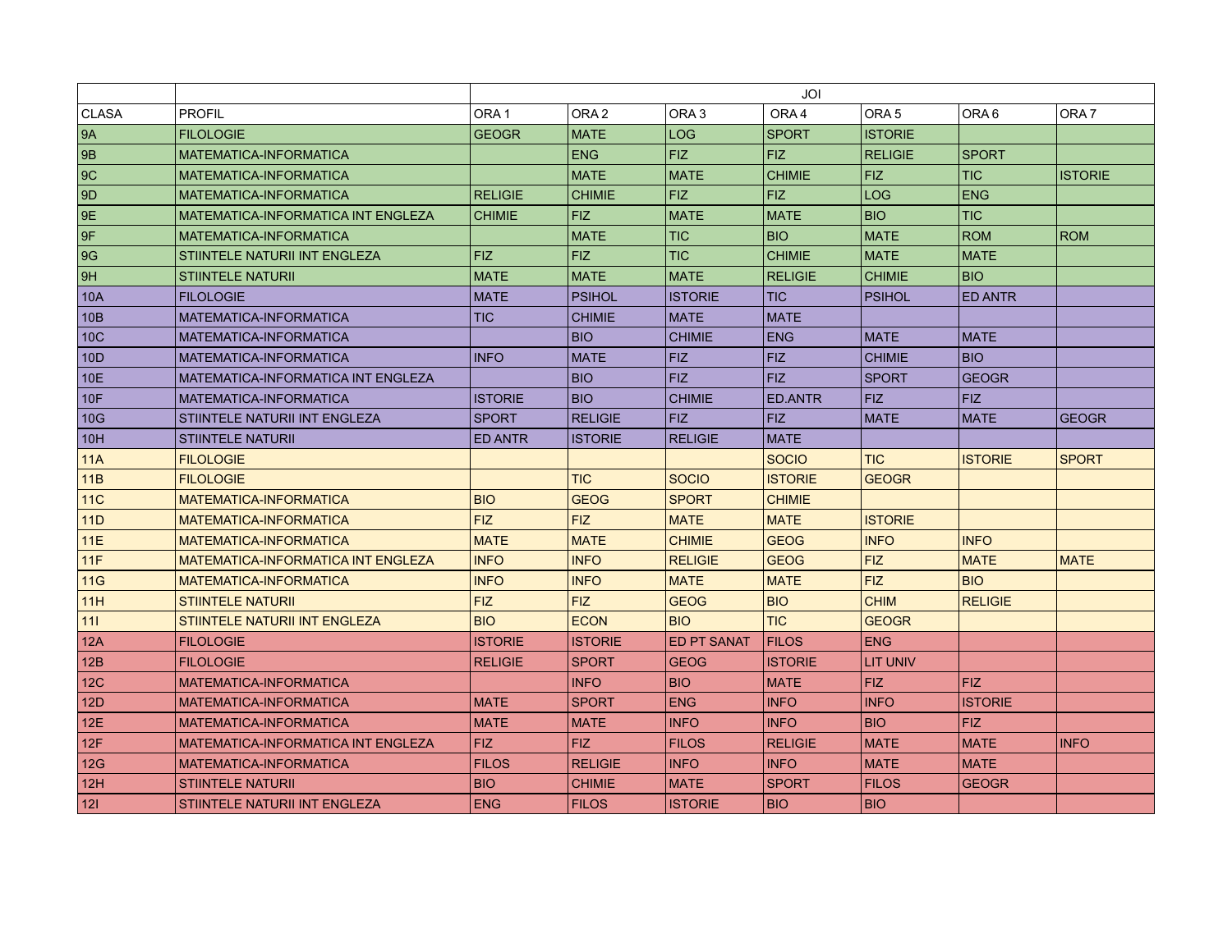| | | JOI | | | | | | |
|---|---|---|---|---|---|---|---|---|
| CLASA | PROFIL | ORA 1 | ORA 2 | ORA 3 | ORA 4 | ORA 5 | ORA 6 | ORA 7 |
| 9A | FILOLOGIE | GEOGR | MATE | LOG | SPORT | ISTORIE | | |
| 9B | MATEMATICA-INFORMATICA | | ENG | FIZ | FIZ | RELIGIE | SPORT | |
| 9C | MATEMATICA-INFORMATICA | | MATE | MATE | CHIMIE | FIZ | TIC | ISTORIE |
| 9D | MATEMATICA-INFORMATICA | RELIGIE | CHIMIE | FIZ | FIZ | LOG | ENG | |
| 9E | MATEMATICA-INFORMATICA INT ENGLEZA | CHIMIE | FIZ | MATE | MATE | BIO | TIC | |
| 9F | MATEMATICA-INFORMATICA | | MATE | TIC | BIO | MATE | ROM | ROM |
| 9G | STIINTELE NATURII INT ENGLEZA | FIZ | FIZ | TIC | CHIMIE | MATE | MATE | |
| 9H | STIINTELE NATURII | MATE | MATE | MATE | RELIGIE | CHIMIE | BIO | |
| 10A | FILOLOGIE | MATE | PSIHOL | ISTORIE | TIC | PSIHOL | ED ANTR | |
| 10B | MATEMATICA-INFORMATICA | TIC | CHIMIE | MATE | MATE | | | |
| 10C | MATEMATICA-INFORMATICA | | BIO | CHIMIE | ENG | MATE | MATE | |
| 10D | MATEMATICA-INFORMATICA | INFO | MATE | FIZ | FIZ | CHIMIE | BIO | |
| 10E | MATEMATICA-INFORMATICA INT ENGLEZA | | BIO | FIZ | FIZ | SPORT | GEOGR | |
| 10F | MATEMATICA-INFORMATICA | ISTORIE | BIO | CHIMIE | ED.ANTR | FIZ | FIZ | |
| 10G | STIINTELE NATURII INT ENGLEZA | SPORT | RELIGIE | FIZ | FIZ | MATE | MATE | GEOGR |
| 10H | STIINTELE NATURII | ED ANTR | ISTORIE | RELIGIE | MATE | | | |
| 11A | FILOLOGIE | | | | SOCIO | TIC | ISTORIE | SPORT |
| 11B | FILOLOGIE | | TIC | SOCIO | ISTORIE | GEOGR | | |
| 11C | MATEMATICA-INFORMATICA | BIO | GEOG | SPORT | CHIMIE | | | |
| 11D | MATEMATICA-INFORMATICA | FIZ | FIZ | MATE | MATE | ISTORIE | | |
| 11E | MATEMATICA-INFORMATICA | MATE | MATE | CHIMIE | GEOG | INFO | INFO | |
| 11F | MATEMATICA-INFORMATICA INT ENGLEZA | INFO | INFO | RELIGIE | GEOG | FIZ | MATE | MATE |
| 11G | MATEMATICA-INFORMATICA | INFO | INFO | MATE | MATE | FIZ | BIO | |
| 11H | STIINTELE NATURII | FIZ | FIZ | GEOG | BIO | CHIM | RELIGIE | |
| 11I | STIINTELE NATURII INT ENGLEZA | BIO | ECON | BIO | TIC | GEOGR | | |
| 12A | FILOLOGIE | ISTORIE | ISTORIE | ED PT SANAT | FILOS | ENG | | |
| 12B | FILOLOGIE | RELIGIE | SPORT | GEOG | ISTORIE | LIT UNIV | | |
| 12C | MATEMATICA-INFORMATICA | | INFO | BIO | MATE | FIZ | FIZ | |
| 12D | MATEMATICA-INFORMATICA | MATE | SPORT | ENG | INFO | INFO | ISTORIE | |
| 12E | MATEMATICA-INFORMATICA | MATE | MATE | INFO | INFO | BIO | FIZ | |
| 12F | MATEMATICA-INFORMATICA INT ENGLEZA | FIZ | FIZ | FILOS | RELIGIE | MATE | MATE | INFO |
| 12G | MATEMATICA-INFORMATICA | FILOS | RELIGIE | INFO | INFO | MATE | MATE | |
| 12H | STIINTELE NATURII | BIO | CHIMIE | MATE | SPORT | FILOS | GEOGR | |
| 12I | STIINTELE NATURII INT ENGLEZA | ENG | FILOS | ISTORIE | BIO | BIO | | |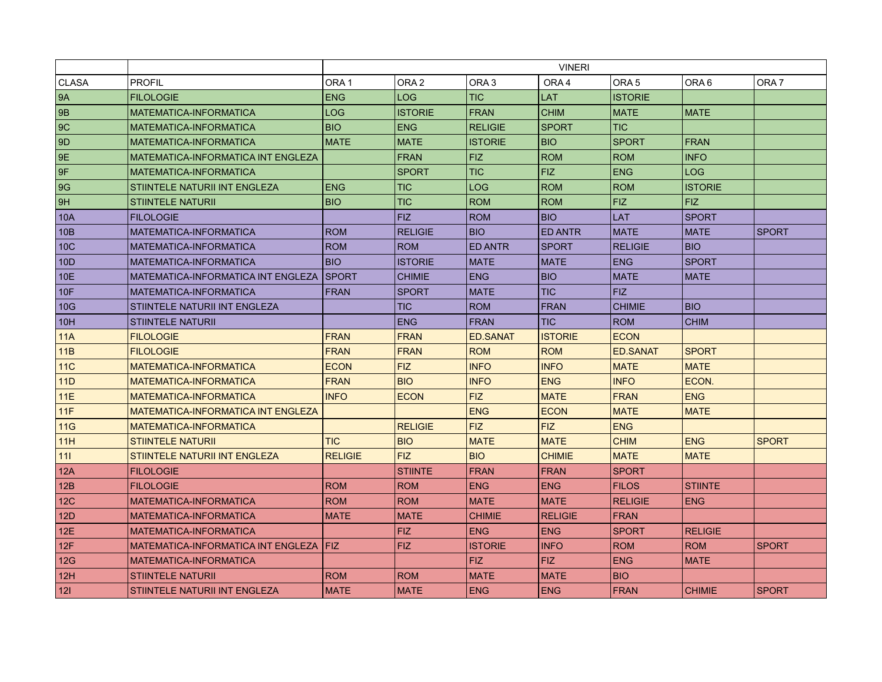| | | VINERI | | | | | | |
|---|---|---|---|---|---|---|---|---|
| CLASA | PROFIL | ORA 1 | ORA 2 | ORA 3 | ORA 4 | ORA 5 | ORA 6 | ORA 7 |
| 9A | FILOLOGIE | ENG | LOG | TIC | LAT | ISTORIE | | |
| 9B | MATEMATICA-INFORMATICA | LOG | ISTORIE | FRAN | CHIM | MATE | MATE | |
| 9C | MATEMATICA-INFORMATICA | BIO | ENG | RELIGIE | SPORT | TIC | | |
| 9D | MATEMATICA-INFORMATICA | MATE | MATE | ISTORIE | BIO | SPORT | FRAN | |
| 9E | MATEMATICA-INFORMATICA INT ENGLEZA | | FRAN | FIZ | ROM | ROM | INFO | |
| 9F | MATEMATICA-INFORMATICA | | SPORT | TIC | FIZ | ENG | LOG | |
| 9G | STIINTELE NATURII INT ENGLEZA | ENG | TIC | LOG | ROM | ROM | ISTORIE | |
| 9H | STIINTELE NATURII | BIO | TIC | ROM | ROM | FIZ | FIZ | |
| 10A | FILOLOGIE | | FIZ | ROM | BIO | LAT | SPORT | |
| 10B | MATEMATICA-INFORMATICA | ROM | RELIGIE | BIO | ED ANTR | MATE | MATE | SPORT |
| 10C | MATEMATICA-INFORMATICA | ROM | ROM | ED ANTR | SPORT | RELIGIE | BIO | |
| 10D | MATEMATICA-INFORMATICA | BIO | ISTORIE | MATE | MATE | ENG | SPORT | |
| 10E | MATEMATICA-INFORMATICA INT ENGLEZA | SPORT | CHIMIE | ENG | BIO | MATE | MATE | |
| 10F | MATEMATICA-INFORMATICA | FRAN | SPORT | MATE | TIC | FIZ | | |
| 10G | STIINTELE NATURII INT ENGLEZA | | TIC | ROM | FRAN | CHIMIE | BIO | |
| 10H | STIINTELE NATURII | | ENG | FRAN | TIC | ROM | CHIM | |
| 11A | FILOLOGIE | FRAN | FRAN | ED.SANAT | ISTORIE | ECON | | |
| 11B | FILOLOGIE | FRAN | FRAN | ROM | ROM | ED.SANAT | SPORT | |
| 11C | MATEMATICA-INFORMATICA | ECON | FIZ | INFO | INFO | MATE | MATE | |
| 11D | MATEMATICA-INFORMATICA | FRAN | BIO | INFO | ENG | INFO | ECON. | |
| 11E | MATEMATICA-INFORMATICA | INFO | ECON | FIZ | MATE | FRAN | ENG | |
| 11F | MATEMATICA-INFORMATICA INT ENGLEZA | | | ENG | ECON | MATE | MATE | |
| 11G | MATEMATICA-INFORMATICA | | RELIGIE | FIZ | FIZ | ENG | | |
| 11H | STIINTELE NATURII | TIC | BIO | MATE | MATE | CHIM | ENG | SPORT |
| 11I | STIINTELE NATURII INT ENGLEZA | RELIGIE | FIZ | BIO | CHIMIE | MATE | MATE | |
| 12A | FILOLOGIE | | STIINTE | FRAN | FRAN | SPORT | | |
| 12B | FILOLOGIE | ROM | ROM | ENG | ENG | FILOS | STIINTE | |
| 12C | MATEMATICA-INFORMATICA | ROM | ROM | MATE | MATE | RELIGIE | ENG | |
| 12D | MATEMATICA-INFORMATICA | MATE | MATE | CHIMIE | RELIGIE | FRAN | | |
| 12E | MATEMATICA-INFORMATICA | | FIZ | ENG | ENG | SPORT | RELIGIE | |
| 12F | MATEMATICA-INFORMATICA INT ENGLEZA | FIZ | FIZ | ISTORIE | INFO | ROM | ROM | SPORT |
| 12G | MATEMATICA-INFORMATICA | | | FIZ | FIZ | ENG | MATE | |
| 12H | STIINTELE NATURII | ROM | ROM | MATE | MATE | BIO | | |
| 12I | STIINTELE NATURII INT ENGLEZA | MATE | MATE | ENG | ENG | FRAN | CHIMIE | SPORT |